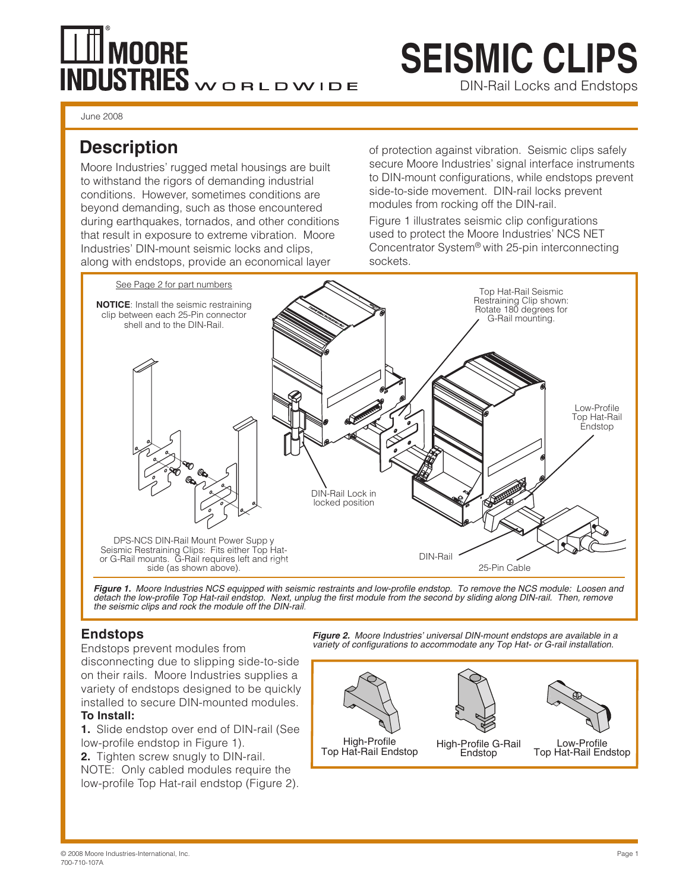# SEISMIC CLIPS

DIN-Rail Locks and Endstops

June 2008

## Description

Moore Industries' rugged metal housings are built to withstand the rigors of demanding industrial conditions. However, sometimes conditions are beyond demanding, such as those encountered during earthquakes, tornados, and other conditions that result in exposure to extreme vibration. Moore Industries' DIN-mount seismic locks and clips, along with endstops, provide an economical layer of protection against vibration. Seismic clips safely secure Moore Industries' signal interface instruments to DIN-mount configurations, while endstops prevent side-to-side movement. DIN-rail locks prevent modules from rocking off the DIN-rail.

Figure 1 illustrates seismic clip configurations used to protect the Moore Industries' NCS NET Concentrator System® with 25-pin interconnecting sockets.

See Page 2 for part numbers

**NOTICE**: Install the seismic restraining clip between each 25-Pin connector shell and to the DIN-Rail.

Top Hat-Rail Seismic Restraining Clip shown: Rotate 180 degrees for G-Rail mounting.

Low-Profile Top Hat-Rail Endstop

DIN-Rail Lock in locked position

DPS-NCS DIN-Rail Mount Power Supply Seismic Restraining Clips: Fits either Top Hat- or G-Rail mounts. G-Rail requires left and right side (as shown above).

DIN-Rail

25-Pin Cable

***Figure 1.** Moore Industries NCS equipped with seismic restraints and low-profile endstop. To remove the NCS module: Loosen and detach the low-profile Top Hat-rail endstop. Next, unplug the first module from the second by sliding along DIN-rail. Then, remove the seismic clips and rock the module off the DIN-rail.*

### Endstops

Endstops prevent modules from disconnecting due to slipping side-to-side on their rails. Moore Industries supplies a variety of endstops designed to be quickly installed to secure DIN-mounted modules.

**To Install:**

**1.** Slide endstop over end of DIN-rail (See low-profile endstop in Figure 1).

**2.** Tighten screw snugly to DIN-rail.

NOTE: Only cabled modules require the low-profile Top Hat-rail endstop (Figure 2).

***Figure 2.** Moore Industries' universal DIN-mount endstops are available in a variety of configurations to accommodate any Top Hat- or G-rail installation.*

High-Profile Top Hat-Rail Endstop

High-Profile G-Rail Endstop

Low-Profile Top Hat-Rail Endstop

© 2008 Moore Industries-International, Inc.
700-710-107A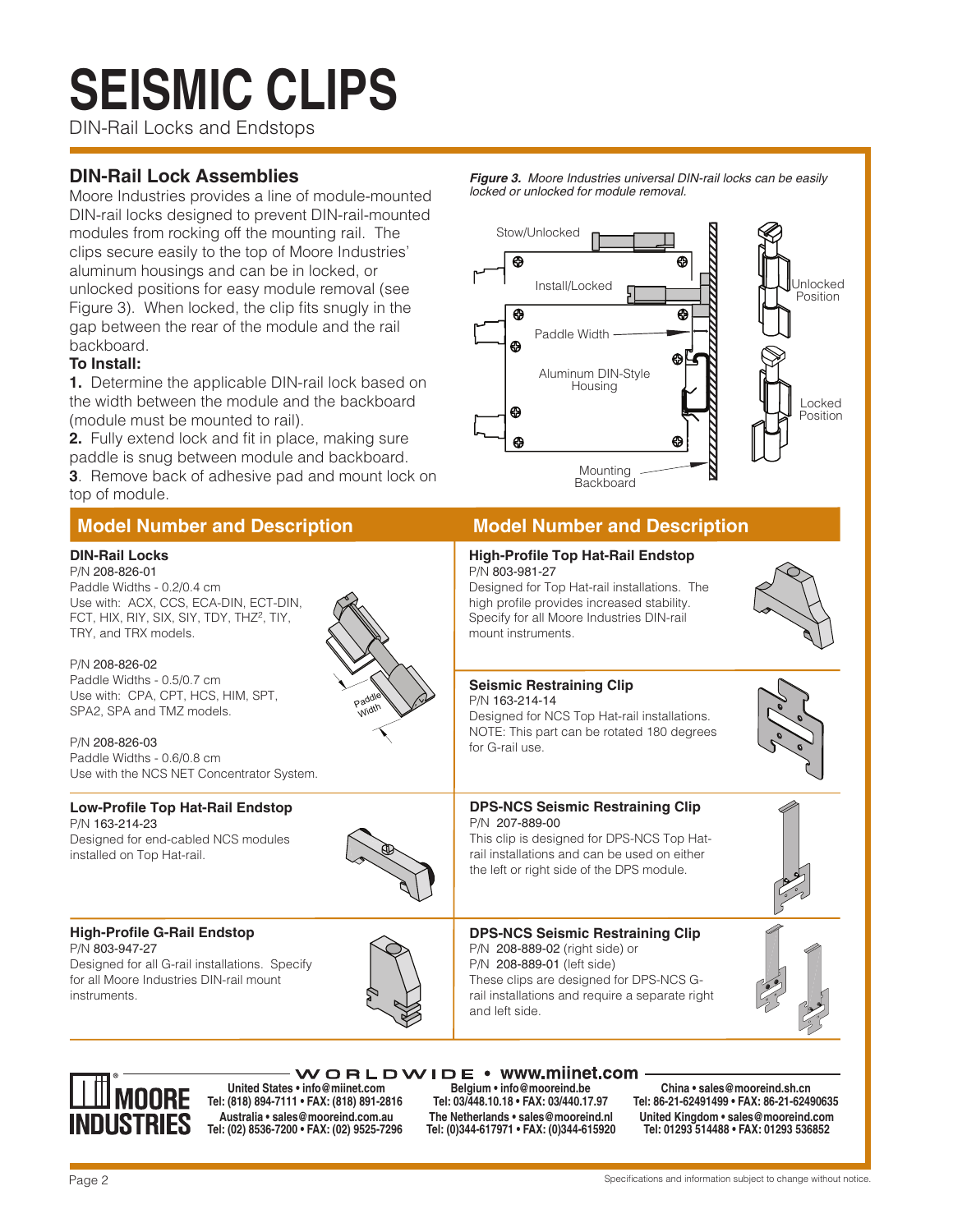# SEISMIC CLIPS

DIN-Rail Locks and Endstops

## DIN-Rail Lock Assemblies

Moore Industries provides a line of module-mounted DIN-rail locks designed to prevent DIN-rail-mounted modules from rocking off the mounting rail. The clips secure easily to the top of Moore Industries' aluminum housings and can be in locked, or unlocked positions for easy module removal (see Figure 3). When locked, the clip fits snugly in the gap between the rear of the module and the rail backboard.

**To Install:**

**1.** Determine the applicable DIN-rail lock based on the width between the module and the backboard (module must be mounted to rail).

**2.** Fully extend lock and fit in place, making sure paddle is snug between module and backboard.

**3**. Remove back of adhesive pad and mount lock on top of module.

***Figure 3.*** *Moore Industries universal DIN-rail locks can be easily locked or unlocked for module removal.*

Stow/Unlocked
Install/Locked
Paddle Width
Aluminum DIN-Style Housing
Mounting Backboard
Unlocked Position
Locked Position

## Model Number and Description

### DIN-Rail Locks

P/N 208-826-01
Paddle Widths - 0.2/0.4 cm
Use with: ACX, CCS, ECA-DIN, ECT-DIN, FCT, HIX, RIY, SIX, SIY, TDY, THZ$^2$, TIY, TRY, and TRX models.

P/N 208-826-02
Paddle Widths - 0.5/0.7 cm
Use with: CPA, CPT, HCS, HIM, SPT, SPA2, SPA and TMZ models.

P/N 208-826-03
Paddle Widths - 0.6/0.8 cm
Use with the NCS NET Concentrator System.

Paddle Width

### Low-Profile Top Hat-Rail Endstop

P/N 163-214-23
Designed for end-cabled NCS modules installed on Top Hat-rail.

### High-Profile G-Rail Endstop

P/N 803-947-27
Designed for all G-rail installations. Specify for all Moore Industries DIN-rail mount instruments.

## Model Number and Description

### High-Profile Top Hat-Rail Endstop

P/N 803-981-27
Designed for Top Hat-rail installations. The high profile provides increased stability. Specify for all Moore Industries DIN-rail mount instruments.

### Seismic Restraining Clip

P/N 163-214-14
Designed for NCS Top Hat-rail installations. NOTE: This part can be rotated 180 degrees for G-rail use.

### DPS-NCS Seismic Restraining Clip

P/N 207-889-00
This clip is designed for DPS-NCS Top Hat-rail installations and can be used on either the left or right side of the DPS module.

### DPS-NCS Seismic Restraining Clip

P/N 208-889-02 (right side) or
P/N 208-889-01 (left side)
These clips are designed for DPS-NCS G-rail installations and require a separate right and left side.

MOORE INDUSTRIES

WORLDWIDE • www.miinet.com

United States • info@miinet.com
Tel: (818) 894-7111 • FAX: (818) 891-2816
Australia • sales@mooreind.com.au
Tel: (02) 8536-7200 • FAX: (02) 9525-7296

Belgium • info@mooreind.be
Tel: 03/448.10.18 • FAX: 03/440.17.97
The Netherlands • sales@mooreind.nl
Tel: (0)344-617971 • FAX: (0)344-615920

China • sales@mooreind.sh.cn
Tel: 86-21-62491499 • FAX: 86-21-62490635
United Kingdom • sales@mooreind.com
Tel: 01293 514488 • FAX: 01293 536852

Specifications and information subject to change without notice.